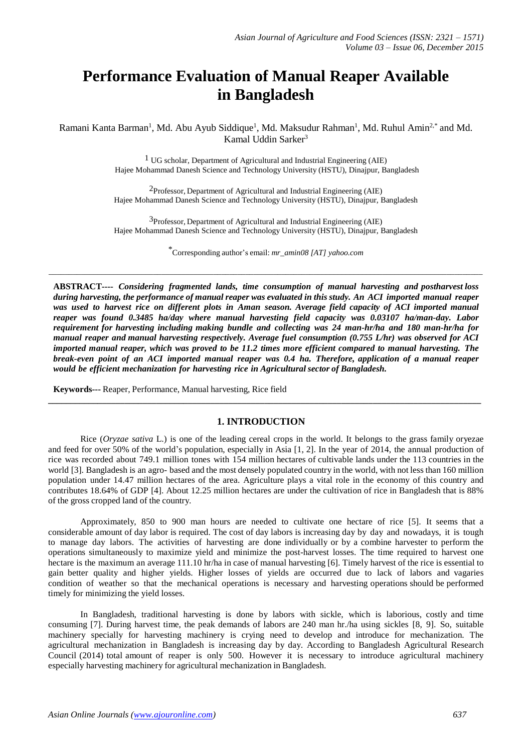# Performance Evaluation of Manual Reaper Available in Bangladesh

Ramani Kanta Barman[1], Md. Abu Ayub Siddique[1], Md. Maksudur Rahman[1], Md. Ruhul Amin[2,*] and Md. Kamal Uddin Sarker[3]

[1] UG scholar, Department of Agricultural and Industrial Engineering (AIE)
Hajee Mohammad Danesh Science and Technology University (HSTU), Dinajpur, Bangladesh

[2] Professor, Department of Agricultural and Industrial Engineering (AIE)
Hajee Mohammad Danesh Science and Technology University (HSTU), Dinajpur, Bangladesh

[3] Professor, Department of Agricultural and Industrial Engineering (AIE)
Hajee Mohammad Danesh Science and Technology University (HSTU), Dinajpur, Bangladesh

[*] Corresponding author's email: *mr_amin08 [AT] yahoo.com*

---

**ABSTRACT----** ***Considering fragmented lands, time consumption of manual harvesting and postharvest loss during harvesting, the performance of manual reaper was evaluated in this study. An ACI imported manual reaper was used to harvest rice on different plots in Aman season. Average field capacity of ACI imported manual reaper was found 0.3485 ha/day where manual harvesting field capacity was 0.03107 ha/man-day. Labor requirement for harvesting including making bundle and collecting was 24 man-hr/ha and 180 man-hr/ha for manual reaper and manual harvesting respectively. Average fuel consumption (0.755 L/hr) was observed for ACI imported manual reaper, which was proved to be 11.2 times more efficient compared to manual harvesting. The break-even point of an ACI imported manual reaper was 0.4 ha. Therefore, application of a manual reaper would be efficient mechanization for harvesting rice in Agricultural sector of Bangladesh.***

**Keywords---** Reaper, Performance, Manual harvesting, Rice field

---

## 1. INTRODUCTION

Rice (*Oryzae sativa* L.) is one of the leading cereal crops in the world. It belongs to the grass family oryezae and feed for over 50% of the world's population, especially in Asia [1, 2]. In the year of 2014, the annual production of rice was recorded about 749.1 million tones with 154 million hectares of cultivable lands under the 113 countries in the world [3]. Bangladesh is an agro- based and the most densely populated country in the world, with not less than 160 million population under 14.47 million hectares of the area. Agriculture plays a vital role in the economy of this country and contributes 18.64% of GDP [4]. About 12.25 million hectares are under the cultivation of rice in Bangladesh that is 88% of the gross cropped land of the country.

Approximately, 850 to 900 man hours are needed to cultivate one hectare of rice [5]. It seems that a considerable amount of day labor is required. The cost of day labors is increasing day by day and nowadays, it is tough to manage day labors. The activities of harvesting are done individually or by a combine harvester to perform the operations simultaneously to maximize yield and minimize the post-harvest losses. The time required to harvest one hectare is the maximum an average 111.10 hr/ha in case of manual harvesting [6]. Timely harvest of the rice is essential to gain better quality and higher yields. Higher losses of yields are occurred due to lack of labors and vagaries condition of weather so that the mechanical operations is necessary and harvesting operations should be performed timely for minimizing the yield losses.

In Bangladesh, traditional harvesting is done by labors with sickle, which is laborious, costly and time consuming [7]. During harvest time, the peak demands of labors are 240 man hr./ha using sickles [8, 9]. So, suitable machinery specially for harvesting machinery is crying need to develop and introduce for mechanization. The agricultural mechanization in Bangladesh is increasing day by day. According to Bangladesh Agricultural Research Council (2014) total amount of reaper is only 500. However it is necessary to introduce agricultural machinery especially harvesting machinery for agricultural mechanization in Bangladesh.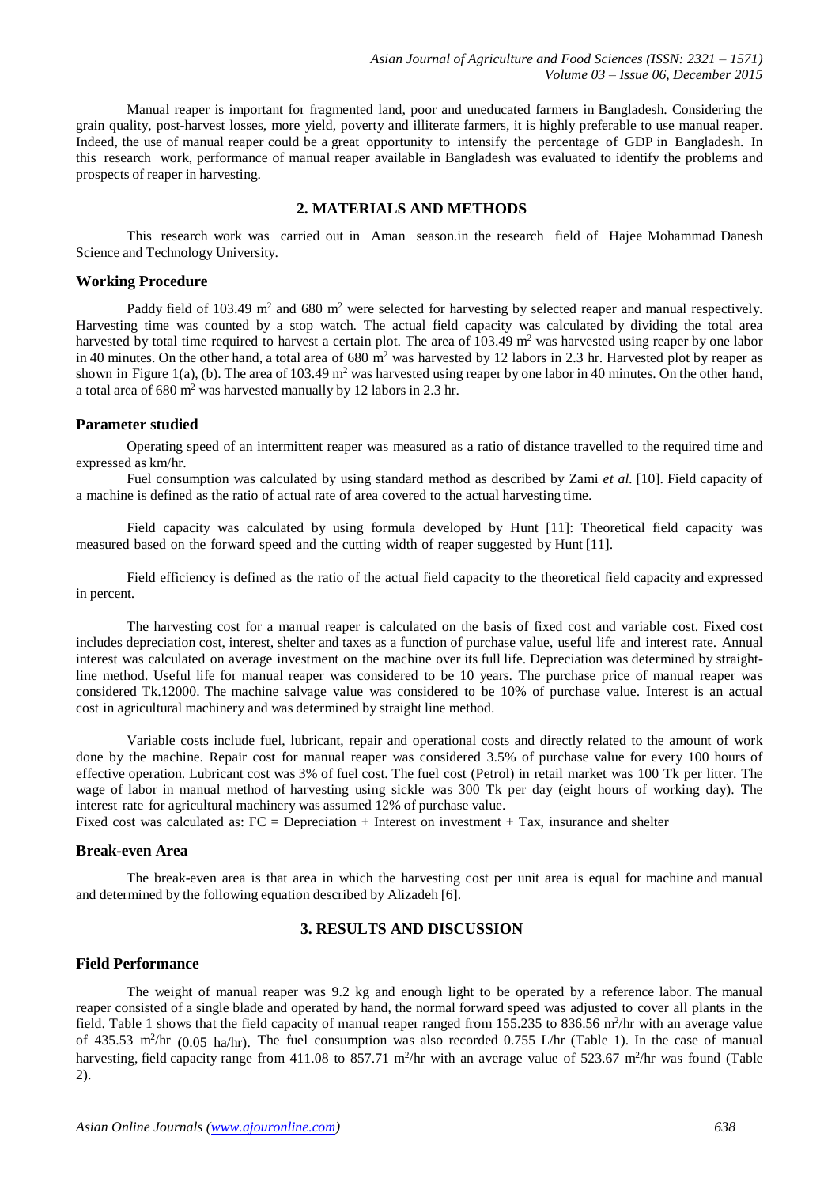Manual reaper is important for fragmented land, poor and uneducated farmers in Bangladesh. Considering the grain quality, post-harvest losses, more yield, poverty and illiterate farmers, it is highly preferable to use manual reaper. Indeed, the use of manual reaper could be a great opportunity to intensify the percentage of GDP in Bangladesh. In this research work, performance of manual reaper available in Bangladesh was evaluated to identify the problems and prospects of reaper in harvesting.

## 2. MATERIALS AND METHODS

This research work was carried out in Aman season.in the research field of Hajee Mohammad Danesh Science and Technology University.

### Working Procedure

Paddy field of 103.49 $m^2$ and 680 $m^2$ were selected for harvesting by selected reaper and manual respectively. Harvesting time was counted by a stop watch. The actual field capacity was calculated by dividing the total area harvested by total time required to harvest a certain plot. The area of 103.49 $m^2$ was harvested using reaper by one labor in 40 minutes. On the other hand, a total area of 680 $m^2$ was harvested by 12 labors in 2.3 hr. Harvested plot by reaper as shown in Figure 1(a), (b). The area of 103.49 $m^2$ was harvested using reaper by one labor in 40 minutes. On the other hand, a total area of 680 $m^2$ was harvested manually by 12 labors in 2.3 hr.

### Parameter studied

Operating speed of an intermittent reaper was measured as a ratio of distance travelled to the required time and expressed as km/hr.

Fuel consumption was calculated by using standard method as described by Zami *et al.* [10]. Field capacity of a machine is defined as the ratio of actual rate of area covered to the actual harvesting time.

Field capacity was calculated by using formula developed by Hunt [11]: Theoretical field capacity was measured based on the forward speed and the cutting width of reaper suggested by Hunt [11].

Field efficiency is defined as the ratio of the actual field capacity to the theoretical field capacity and expressed in percent.

The harvesting cost for a manual reaper is calculated on the basis of fixed cost and variable cost. Fixed cost includes depreciation cost, interest, shelter and taxes as a function of purchase value, useful life and interest rate. Annual interest was calculated on average investment on the machine over its full life. Depreciation was determined by straight-line method. Useful life for manual reaper was considered to be 10 years. The purchase price of manual reaper was considered Tk.12000. The machine salvage value was considered to be 10% of purchase value. Interest is an actual cost in agricultural machinery and was determined by straight line method.

Variable costs include fuel, lubricant, repair and operational costs and directly related to the amount of work done by the machine. Repair cost for manual reaper was considered 3.5% of purchase value for every 100 hours of effective operation. Lubricant cost was 3% of fuel cost. The fuel cost (Petrol) in retail market was 100 Tk per litter. The wage of labor in manual method of harvesting using sickle was 300 Tk per day (eight hours of working day). The interest rate for agricultural machinery was assumed 12% of purchase value.

Fixed cost was calculated as: FC = Depreciation + Interest on investment + Tax, insurance and shelter

### Break-even Area

The break-even area is that area in which the harvesting cost per unit area is equal for machine and manual and determined by the following equation described by Alizadeh [6].

## 3. RESULTS AND DISCUSSION

### Field Performance

The weight of manual reaper was 9.2 kg and enough light to be operated by a reference labor. The manual reaper consisted of a single blade and operated by hand, the normal forward speed was adjusted to cover all plants in the field. Table 1 shows that the field capacity of manual reaper ranged from 155.235 to 836.56 $m^2$/hr with an average value of 435.53 $m^2$/hr (0.05 ha/hr). The fuel consumption was also recorded 0.755 L/hr (Table 1). In the case of manual harvesting, field capacity range from 411.08 to 857.71 $m^2$/hr with an average value of 523.67 $m^2$/hr was found (Table 2).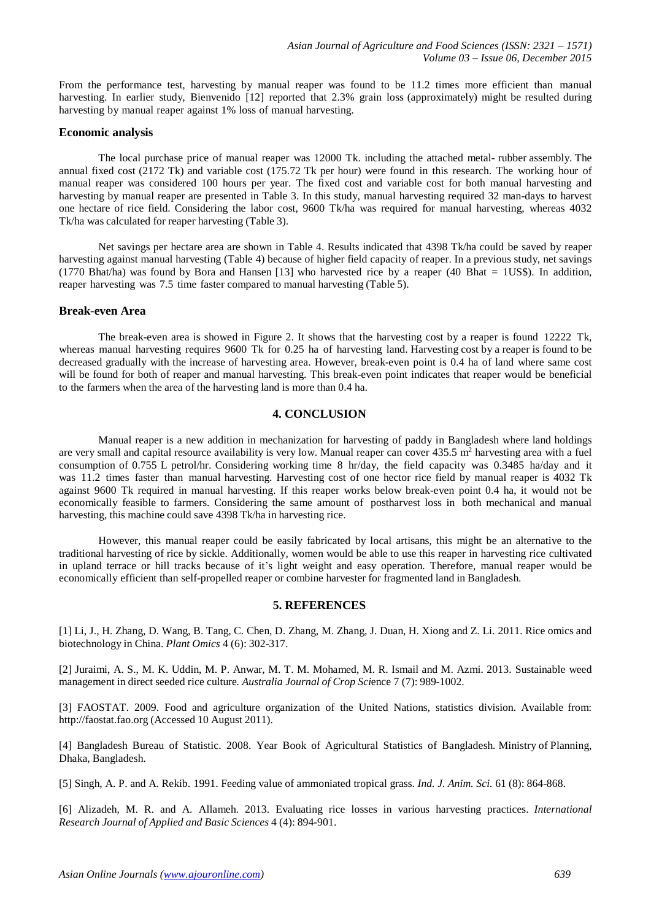From the performance test, harvesting by manual reaper was found to be 11.2 times more efficient than manual harvesting. In earlier study, Bienvenido [12] reported that 2.3% grain loss (approximately) might be resulted during harvesting by manual reaper against 1% loss of manual harvesting.

### Economic analysis

The local purchase price of manual reaper was 12000 Tk. including the attached metal- rubber assembly. The annual fixed cost (2172 Tk) and variable cost (175.72 Tk per hour) were found in this research. The working hour of manual reaper was considered 100 hours per year. The fixed cost and variable cost for both manual harvesting and harvesting by manual reaper are presented in Table 3. In this study, manual harvesting required 32 man-days to harvest one hectare of rice field. Considering the labor cost, 9600 Tk/ha was required for manual harvesting, whereas 4032 Tk/ha was calculated for reaper harvesting (Table 3).

Net savings per hectare area are shown in Table 4. Results indicated that 4398 Tk/ha could be saved by reaper harvesting against manual harvesting (Table 4) because of higher field capacity of reaper. In a previous study, net savings (1770 Bhat/ha) was found by Bora and Hansen [13] who harvested rice by a reaper (40 Bhat = 1US$). In addition, reaper harvesting was 7.5 time faster compared to manual harvesting (Table 5).

### Break-even Area

The break-even area is showed in Figure 2. It shows that the harvesting cost by a reaper is found 12222 Tk, whereas manual harvesting requires 9600 Tk for 0.25 ha of harvesting land. Harvesting cost by a reaper is found to be decreased gradually with the increase of harvesting area. However, break-even point is 0.4 ha of land where same cost will be found for both of reaper and manual harvesting. This break-even point indicates that reaper would be beneficial to the farmers when the area of the harvesting land is more than 0.4 ha.

## 4. CONCLUSION

Manual reaper is a new addition in mechanization for harvesting of paddy in Bangladesh where land holdings are very small and capital resource availability is very low. Manual reaper can cover 435.5 $m^2$ harvesting area with a fuel consumption of 0.755 L petrol/hr. Considering working time 8 hr/day, the field capacity was 0.3485 ha/day and it was 11.2 times faster than manual harvesting. Harvesting cost of one hector rice field by manual reaper is 4032 Tk against 9600 Tk required in manual harvesting. If this reaper works below break-even point 0.4 ha, it would not be economically feasible to farmers. Considering the same amount of postharvest loss in both mechanical and manual harvesting, this machine could save 4398 Tk/ha in harvesting rice.

However, this manual reaper could be easily fabricated by local artisans, this might be an alternative to the traditional harvesting of rice by sickle. Additionally, women would be able to use this reaper in harvesting rice cultivated in upland terrace or hill tracks because of it's light weight and easy operation. Therefore, manual reaper would be economically efficient than self-propelled reaper or combine harvester for fragmented land in Bangladesh.

## 5. REFERENCES

[1] Li, J., H. Zhang, D. Wang, B. Tang, C. Chen, D. Zhang, M. Zhang, J. Duan, H. Xiong and Z. Li. 2011. Rice omics and biotechnology in China. *Plant Omics* 4 (6): 302-317.

[2] Juraimi, A. S., M. K. Uddin, M. P. Anwar, M. T. M. Mohamed, M. R. Ismail and M. Azmi. 2013. Sustainable weed management in direct seeded rice culture. *Australia Journal of Crop Sci*ence 7 (7): 989-1002.

[3] FAOSTAT. 2009. Food and agriculture organization of the United Nations, statistics division. Available from: http://faostat.fao.org (Accessed 10 August 2011).

[4] Bangladesh Bureau of Statistic. 2008. Year Book of Agricultural Statistics of Bangladesh. Ministry of Planning, Dhaka, Bangladesh.

[5] Singh, A. P. and A. Rekib. 1991. Feeding value of ammoniated tropical grass. *Ind. J. Anim. Sci.* 61 (8): 864-868.

[6] Alizadeh, M. R. and A. Allameh. 2013. Evaluating rice losses in various harvesting practices. *International Research Journal of Applied and Basic Sciences* 4 (4): 894-901.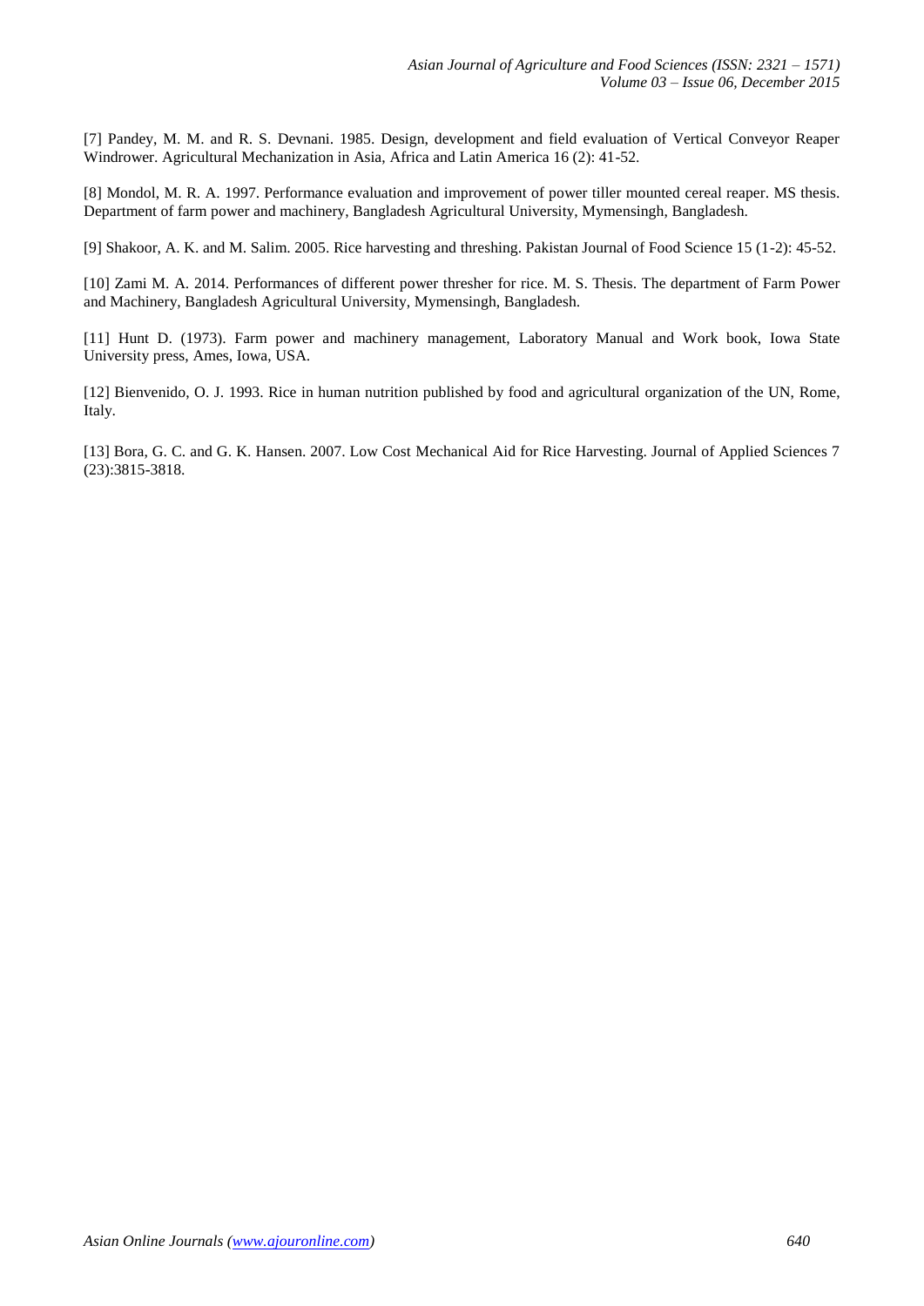[7] Pandey, M. M. and R. S. Devnani. 1985. Design, development and field evaluation of Vertical Conveyor Reaper Windrower. Agricultural Mechanization in Asia, Africa and Latin America 16 (2): 41-52.

[8] Mondol, M. R. A. 1997. Performance evaluation and improvement of power tiller mounted cereal reaper. MS thesis. Department of farm power and machinery, Bangladesh Agricultural University, Mymensingh, Bangladesh.

[9] Shakoor, A. K. and M. Salim. 2005. Rice harvesting and threshing. Pakistan Journal of Food Science 15 (1-2): 45-52.

[10] Zami M. A. 2014. Performances of different power thresher for rice. M. S. Thesis. The department of Farm Power and Machinery, Bangladesh Agricultural University, Mymensingh, Bangladesh.

[11] Hunt D. (1973). Farm power and machinery management, Laboratory Manual and Work book, Iowa State University press, Ames, Iowa, USA.

[12] Bienvenido, O. J. 1993. Rice in human nutrition published by food and agricultural organization of the UN, Rome, Italy.

[13] Bora, G. C. and G. K. Hansen. 2007. Low Cost Mechanical Aid for Rice Harvesting. Journal of Applied Sciences 7 (23):3815-3818.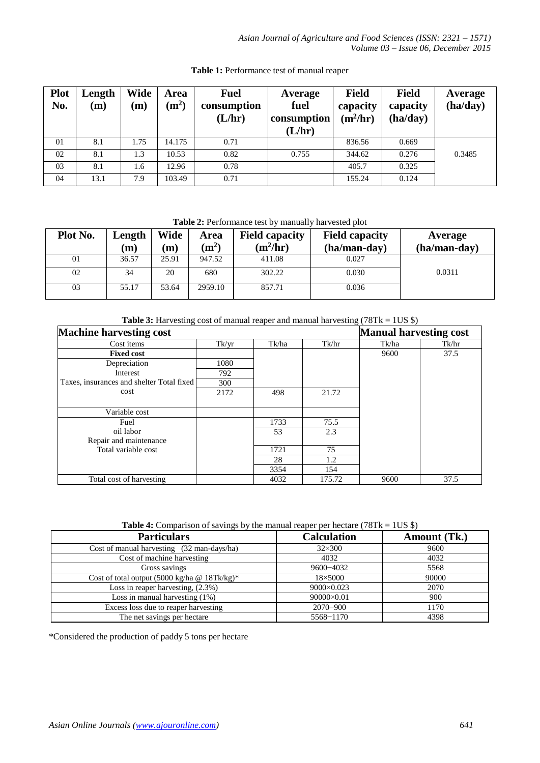**Table 1:** Performance test of manual reaper

| Plot No. | Length (m) | Wide (m) | Area ($m^2$) | Fuel consumption (L/hr) | Average fuel consumption (L/hr) | Field capacity ($m^2$/hr) | Field capacity (ha/day) | Average (ha/day) |
|---|---|---|---|---|---|---|---|---|
| 01 | 8.1 | 1.75 | 14.175 | 0.71 | | 836.56 | 0.669 | |
| 02 | 8.1 | 1.3 | 10.53 | 0.82 | 0.755 | 344.62 | 0.276 | 0.3485 |
| 03 | 8.1 | 1.6 | 12.96 | 0.78 | | 405.7 | 0.325 | |
| 04 | 13.1 | 7.9 | 103.49 | 0.71 | | 155.24 | 0.124 | |

**Table 2:** Performance test by manually harvested plot

| Plot No. | Length (m) | Wide (m) | Area ($m^2$) | Field capacity ($m^2$/hr) | Field capacity (ha/man-day) | Average (ha/man-day) |
|---|---|---|---|---|---|---|
| 01 | 36.57 | 25.91 | 947.52 | 411.08 | 0.027 | |
| 02 | 34 | 20 | 680 | 302.22 | 0.030 | 0.0311 |
| 03 | 55.17 | 53.64 | 2959.10 | 857.71 | 0.036 | |

**Table 3:** Harvesting cost of manual reaper and manual harvesting (78Tk = 1US $)

| Machine harvesting cost | | | | Manual harvesting cost | |
|---|---|---|---|---|---|
| Cost items | Tk/yr | Tk/ha | Tk/hr | Tk/ha | Tk/hr |
| **Fixed cost** | | | | 9600 | 37.5 |
| Depreciation | 1080 | | | | |
| Interest | 792 | | | | |
| Taxes, insurances and shelter Total fixed | 300 | | | | |
| cost | 2172 | 498 | 21.72 | | |
| Variable cost | | | | | |
| Fuel | | 1733 | 75.5 | | |
| oil labor | | 53 | 2.3 | | |
| Repair and maintenance | | | | | |
| Total variable cost | | 1721 | 75 | | |
| | | 28 | 1.2 | | |
| | | 3354 | 154 | | |
| Total cost of harvesting | | 4032 | 175.72 | 9600 | 37.5 |

**Table 4:** Comparison of savings by the manual reaper per hectare (78Tk = 1US $)

| Particulars | Calculation | Amount (Tk.) |
|---|---|---|
| Cost of manual harvesting (32 man-days/ha) | 32×300 | 9600 |
| Cost of machine harvesting | 4032 | 4032 |
| Gross savings | 9600−4032 | 5568 |
| Cost of total output (5000 kg/ha @ 18Tk/kg)* | 18×5000 | 90000 |
| Loss in reaper harvesting, (2.3%) | 9000×0.023 | 2070 |
| Loss in manual harvesting (1%) | 90000×0.01 | 900 |
| Excess loss due to reaper harvesting | 2070−900 | 1170 |
| The net savings per hectare | 5568−1170 | 4398 |

*Considered the production of paddy 5 tons per hectare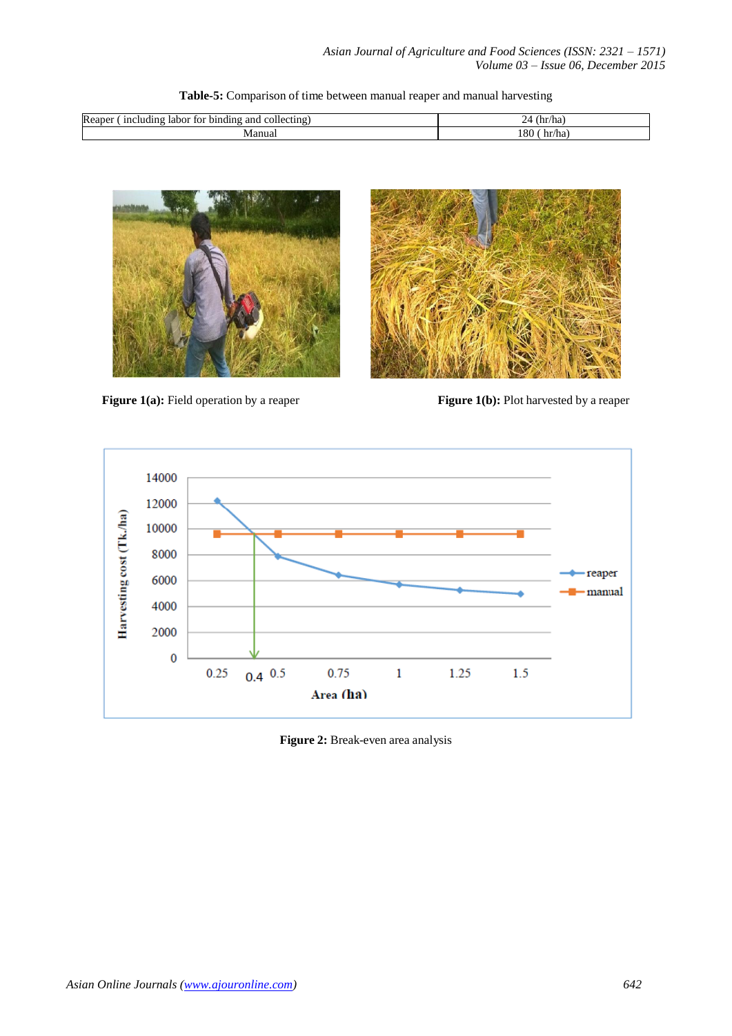**Table-5:** Comparison of time between manual reaper and manual harvesting

| | |
|---|---|
| Reaper ( including labor for binding and collecting) | 24 (hr/ha) |
| Manual | 180 ( hr/ha) |

**Figure 1(a):** Field operation by a reaper

**Figure 1(b):** Plot harvested by a reaper

14000
12000
10000
8000
6000
4000
2000
0

Harvesting cost (Tk./ha)

0.25
0.4
0.5
0.75
1
1.25
1.5

Area (ha)

reaper
manual

**Figure 2:** Break-even area analysis